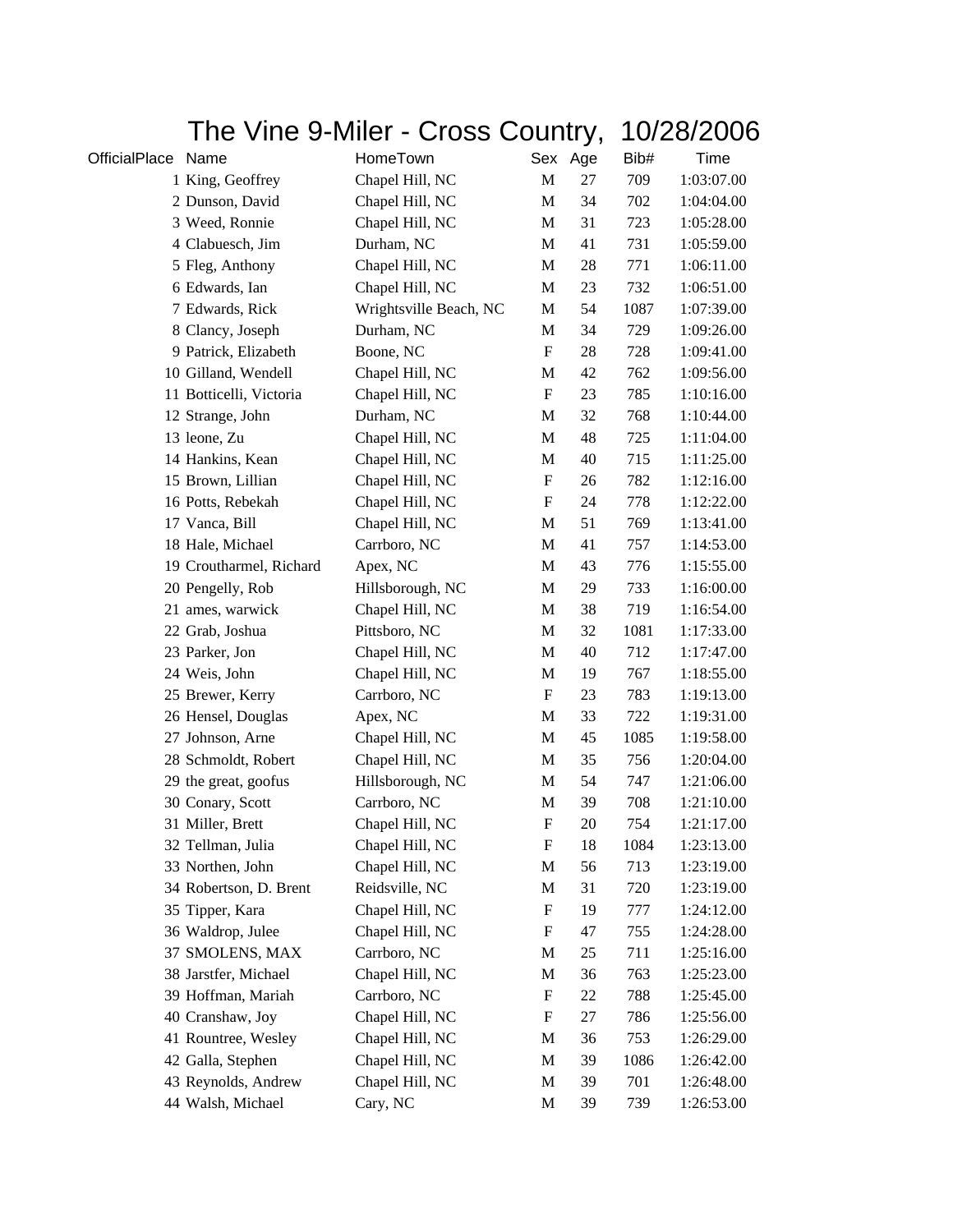# The Vine 9-Miler - Cross Country, 10/28/2006

| OfficialPlace | Name | HomeTown | Sex | Age | Bib# | Time |
|---|---|---|---|---|---|---|
| 1 | King, Geoffrey | Chapel Hill, NC | M | 27 | 709 | 1:03:07.00 |
| 2 | Dunson, David | Chapel Hill, NC | M | 34 | 702 | 1:04:04.00 |
| 3 | Weed, Ronnie | Chapel Hill, NC | M | 31 | 723 | 1:05:28.00 |
| 4 | Clabuesch, Jim | Durham, NC | M | 41 | 731 | 1:05:59.00 |
| 5 | Fleg, Anthony | Chapel Hill, NC | M | 28 | 771 | 1:06:11.00 |
| 6 | Edwards, Ian | Chapel Hill, NC | M | 23 | 732 | 1:06:51.00 |
| 7 | Edwards, Rick | Wrightsville Beach, NC | M | 54 | 1087 | 1:07:39.00 |
| 8 | Clancy, Joseph | Durham, NC | M | 34 | 729 | 1:09:26.00 |
| 9 | Patrick, Elizabeth | Boone, NC | F | 28 | 728 | 1:09:41.00 |
| 10 | Gilland, Wendell | Chapel Hill, NC | M | 42 | 762 | 1:09:56.00 |
| 11 | Botticelli, Victoria | Chapel Hill, NC | F | 23 | 785 | 1:10:16.00 |
| 12 | Strange, John | Durham, NC | M | 32 | 768 | 1:10:44.00 |
| 13 | leone, Zu | Chapel Hill, NC | M | 48 | 725 | 1:11:04.00 |
| 14 | Hankins, Kean | Chapel Hill, NC | M | 40 | 715 | 1:11:25.00 |
| 15 | Brown, Lillian | Chapel Hill, NC | F | 26 | 782 | 1:12:16.00 |
| 16 | Potts, Rebekah | Chapel Hill, NC | F | 24 | 778 | 1:12:22.00 |
| 17 | Vanca, Bill | Chapel Hill, NC | M | 51 | 769 | 1:13:41.00 |
| 18 | Hale, Michael | Carrboro, NC | M | 41 | 757 | 1:14:53.00 |
| 19 | Croutharmel, Richard | Apex, NC | M | 43 | 776 | 1:15:55.00 |
| 20 | Pengelly, Rob | Hillsborough, NC | M | 29 | 733 | 1:16:00.00 |
| 21 | ames, warwick | Chapel Hill, NC | M | 38 | 719 | 1:16:54.00 |
| 22 | Grab, Joshua | Pittsboro, NC | M | 32 | 1081 | 1:17:33.00 |
| 23 | Parker, Jon | Chapel Hill, NC | M | 40 | 712 | 1:17:47.00 |
| 24 | Weis, John | Chapel Hill, NC | M | 19 | 767 | 1:18:55.00 |
| 25 | Brewer, Kerry | Carrboro, NC | F | 23 | 783 | 1:19:13.00 |
| 26 | Hensel, Douglas | Apex, NC | M | 33 | 722 | 1:19:31.00 |
| 27 | Johnson, Arne | Chapel Hill, NC | M | 45 | 1085 | 1:19:58.00 |
| 28 | Schmoldt, Robert | Chapel Hill, NC | M | 35 | 756 | 1:20:04.00 |
| 29 | the great, goofus | Hillsborough, NC | M | 54 | 747 | 1:21:06.00 |
| 30 | Conary, Scott | Carrboro, NC | M | 39 | 708 | 1:21:10.00 |
| 31 | Miller, Brett | Chapel Hill, NC | F | 20 | 754 | 1:21:17.00 |
| 32 | Tellman, Julia | Chapel Hill, NC | F | 18 | 1084 | 1:23:13.00 |
| 33 | Northen, John | Chapel Hill, NC | M | 56 | 713 | 1:23:19.00 |
| 34 | Robertson, D. Brent | Reidsville, NC | M | 31 | 720 | 1:23:19.00 |
| 35 | Tipper, Kara | Chapel Hill, NC | F | 19 | 777 | 1:24:12.00 |
| 36 | Waldrop, Julee | Chapel Hill, NC | F | 47 | 755 | 1:24:28.00 |
| 37 | SMOLENS, MAX | Carrboro, NC | M | 25 | 711 | 1:25:16.00 |
| 38 | Jarstfer, Michael | Chapel Hill, NC | M | 36 | 763 | 1:25:23.00 |
| 39 | Hoffman, Mariah | Carrboro, NC | F | 22 | 788 | 1:25:45.00 |
| 40 | Cranshaw, Joy | Chapel Hill, NC | F | 27 | 786 | 1:25:56.00 |
| 41 | Rountree, Wesley | Chapel Hill, NC | M | 36 | 753 | 1:26:29.00 |
| 42 | Galla, Stephen | Chapel Hill, NC | M | 39 | 1086 | 1:26:42.00 |
| 43 | Reynolds, Andrew | Chapel Hill, NC | M | 39 | 701 | 1:26:48.00 |
| 44 | Walsh, Michael | Cary, NC | M | 39 | 739 | 1:26:53.00 |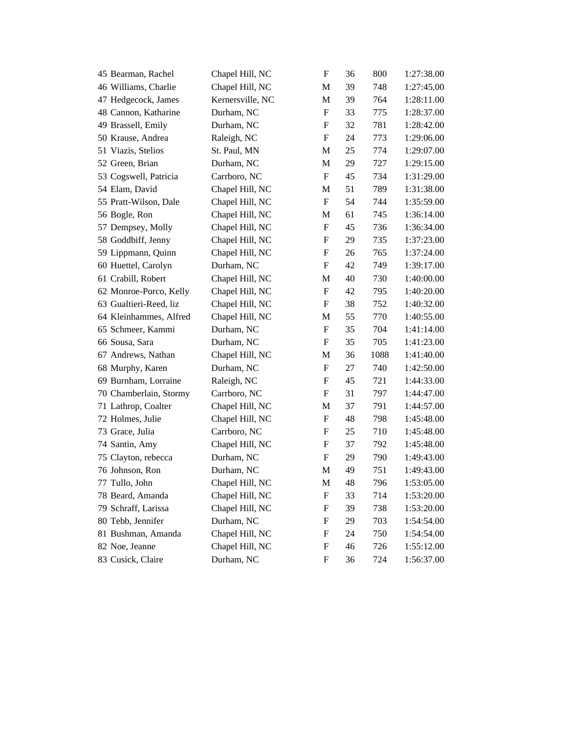| | | | | | | |
|---|---|---|---|---|---|---|
| 45 | Bearman, Rachel | Chapel Hill, NC | F | 36 | 800 | 1:27:38.00 |
| 46 | Williams, Charlie | Chapel Hill, NC | M | 39 | 748 | 1:27:45.00 |
| 47 | Hedgecock, James | Kernersville, NC | M | 39 | 764 | 1:28:11.00 |
| 48 | Cannon, Katharine | Durham, NC | F | 33 | 775 | 1:28:37.00 |
| 49 | Brassell, Emily | Durham, NC | F | 32 | 781 | 1:28:42.00 |
| 50 | Krause, Andrea | Raleigh, NC | F | 24 | 773 | 1:29:06.00 |
| 51 | Viazis, Stelios | St. Paul, MN | M | 25 | 774 | 1:29:07.00 |
| 52 | Green, Brian | Durham, NC | M | 29 | 727 | 1:29:15.00 |
| 53 | Cogswell, Patricia | Carrboro, NC | F | 45 | 734 | 1:31:29.00 |
| 54 | Elam, David | Chapel Hill, NC | M | 51 | 789 | 1:31:38.00 |
| 55 | Pratt-Wilson, Dale | Chapel Hill, NC | F | 54 | 744 | 1:35:59.00 |
| 56 | Bogle, Ron | Chapel Hill, NC | M | 61 | 745 | 1:36:14.00 |
| 57 | Dempsey, Molly | Chapel Hill, NC | F | 45 | 736 | 1:36:34.00 |
| 58 | Goddbiff, Jenny | Chapel Hill, NC | F | 29 | 735 | 1:37:23.00 |
| 59 | Lippmann, Quinn | Chapel Hill, NC | F | 26 | 765 | 1:37:24.00 |
| 60 | Huettel, Carolyn | Durham, NC | F | 42 | 749 | 1:39:17.00 |
| 61 | Crabill, Robert | Chapel Hill, NC | M | 40 | 730 | 1:40:00.00 |
| 62 | Monroe-Porco, Kelly | Chapel Hill, NC | F | 42 | 795 | 1:40:20.00 |
| 63 | Gualtieri-Reed, liz | Chapel Hill, NC | F | 38 | 752 | 1:40:32.00 |
| 64 | Kleinhammes, Alfred | Chapel Hill, NC | M | 55 | 770 | 1:40:55.00 |
| 65 | Schmeer, Kammi | Durham, NC | F | 35 | 704 | 1:41:14.00 |
| 66 | Sousa, Sara | Durham, NC | F | 35 | 705 | 1:41:23.00 |
| 67 | Andrews, Nathan | Chapel Hill, NC | M | 36 | 1088 | 1:41:40.00 |
| 68 | Murphy, Karen | Durham, NC | F | 27 | 740 | 1:42:50.00 |
| 69 | Burnham, Lorraine | Raleigh, NC | F | 45 | 721 | 1:44:33.00 |
| 70 | Chamberlain, Stormy | Carrboro, NC | F | 31 | 797 | 1:44:47.00 |
| 71 | Lathrop, Coalter | Chapel Hill, NC | M | 37 | 791 | 1:44:57.00 |
| 72 | Holmes, Julie | Chapel Hill, NC | F | 48 | 798 | 1:45:48.00 |
| 73 | Grace, Julia | Carrboro, NC | F | 25 | 710 | 1:45:48.00 |
| 74 | Santin, Amy | Chapel Hill, NC | F | 37 | 792 | 1:45:48.00 |
| 75 | Clayton, rebecca | Durham, NC | F | 29 | 790 | 1:49:43.00 |
| 76 | Johnson, Ron | Durham, NC | M | 49 | 751 | 1:49:43.00 |
| 77 | Tullo, John | Chapel Hill, NC | M | 48 | 796 | 1:53:05.00 |
| 78 | Beard, Amanda | Chapel Hill, NC | F | 33 | 714 | 1:53:20.00 |
| 79 | Schraff, Larissa | Chapel Hill, NC | F | 39 | 738 | 1:53:20.00 |
| 80 | Tebb, Jennifer | Durham, NC | F | 29 | 703 | 1:54:54.00 |
| 81 | Bushman, Amanda | Chapel Hill, NC | F | 24 | 750 | 1:54:54.00 |
| 82 | Noe, Jeanne | Chapel Hill, NC | F | 46 | 726 | 1:55:12.00 |
| 83 | Cusick, Claire | Durham, NC | F | 36 | 724 | 1:56:37.00 |